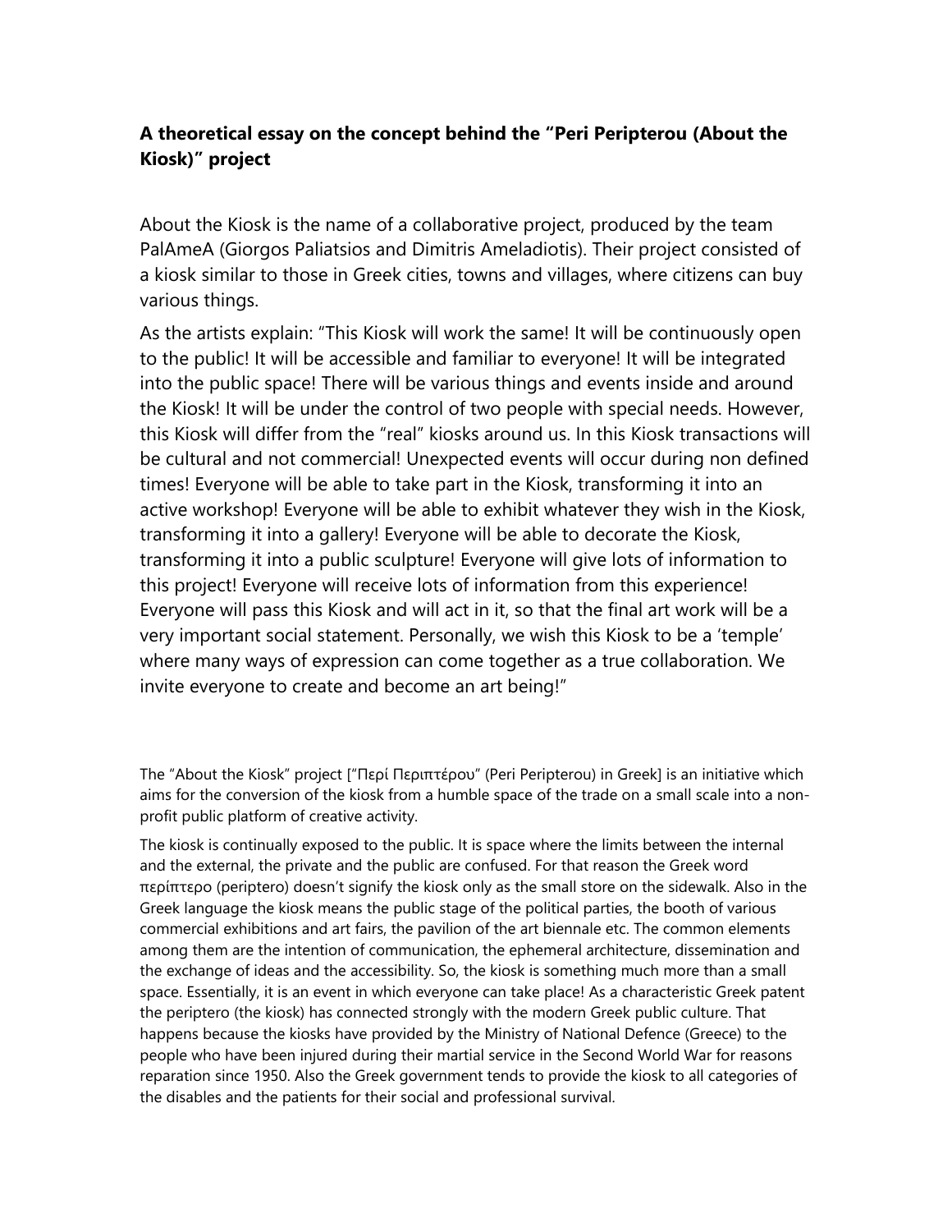**A theoretical essay on the concept behind the "Peri Peripterou (About the Kiosk)" project**

About the Kiosk is the name of a collaborative project, produced by the team PalAmeA (Giorgos Paliatsios and Dimitris Ameladiotis). Their project consisted of a kiosk similar to those in Greek cities, towns and villages, where citizens can buy various things.

As the artists explain: "This Kiosk will work the same! It will be continuously open to the public! It will be accessible and familiar to everyone! It will be integrated into the public space! There will be various things and events inside and around the Kiosk! It will be under the control of two people with special needs. However, this Kiosk will differ from the "real" kiosks around us. In this Kiosk transactions will be cultural and not commercial! Unexpected events will occur during non defined times! Everyone will be able to take part in the Kiosk, transforming it into an active workshop! Everyone will be able to exhibit whatever they wish in the Kiosk, transforming it into a gallery! Everyone will be able to decorate the Kiosk, transforming it into a public sculpture! Everyone will give lots of information to this project! Everyone will receive lots of information from this experience! Everyone will pass this Kiosk and will act in it, so that the final art work will be a very important social statement. Personally, we wish this Kiosk to be a 'temple' where many ways of expression can come together as a true collaboration. We invite everyone to create and become an art being!"

The "About the Kiosk" project ["Περί Περιπτέρου" (Peri Peripterou) in Greek] is an initiative which aims for the conversion of the kiosk from a humble space of the trade on a small scale into a non-profit public platform of creative activity.

The kiosk is continually exposed to the public. It is space where the limits between the internal and the external, the private and the public are confused. For that reason the Greek word περίπτερο (periptero) doesn't signify the kiosk only as the small store on the sidewalk. Also in the Greek language the kiosk means the public stage of the political parties, the booth of various commercial exhibitions and art fairs, the pavilion of the art biennale etc. The common elements among them are the intention of communication, the ephemeral architecture, dissemination and the exchange of ideas and the accessibility. So, the kiosk is something much more than a small space. Essentially, it is an event in which everyone can take place! As a characteristic Greek patent the periptero (the kiosk) has connected strongly with the modern Greek public culture. That happens because the kiosks have provided by the Ministry of National Defence (Greece) to the people who have been injured during their martial service in the Second World War for reasons reparation since 1950. Also the Greek government tends to provide the kiosk to all categories of the disables and the patients for their social and professional survival.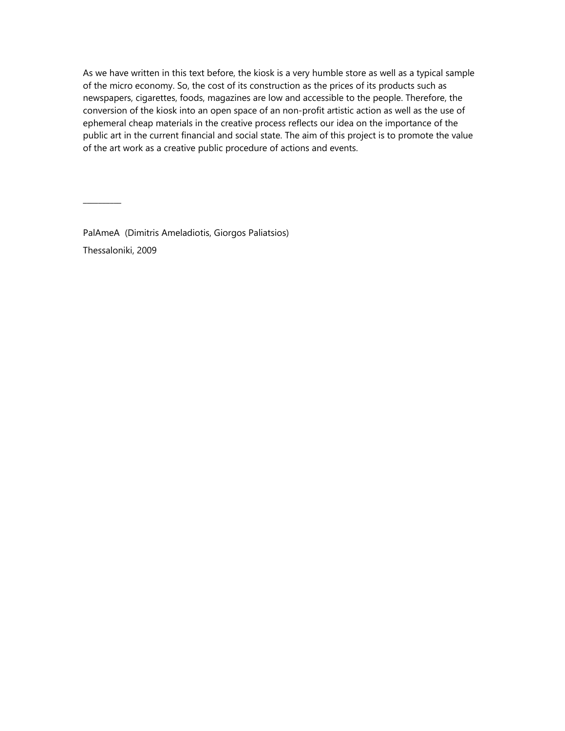As we have written in this text before, the kiosk is a very humble store as well as a typical sample of the micro economy. So, the cost of its construction as the prices of its products such as newspapers, cigarettes, foods, magazines are low and accessible to the people. Therefore, the conversion of the kiosk into an open space of an non-profit artistic action as well as the use of ephemeral cheap materials in the creative process reflects our idea on the importance of the public art in the current financial and social state. The aim of this project is to promote the value of the art work as a creative public procedure of actions and events.

__________

PalAmeA (Dimitris Ameladiotis, Giorgos Paliatsios)

Thessaloniki, 2009